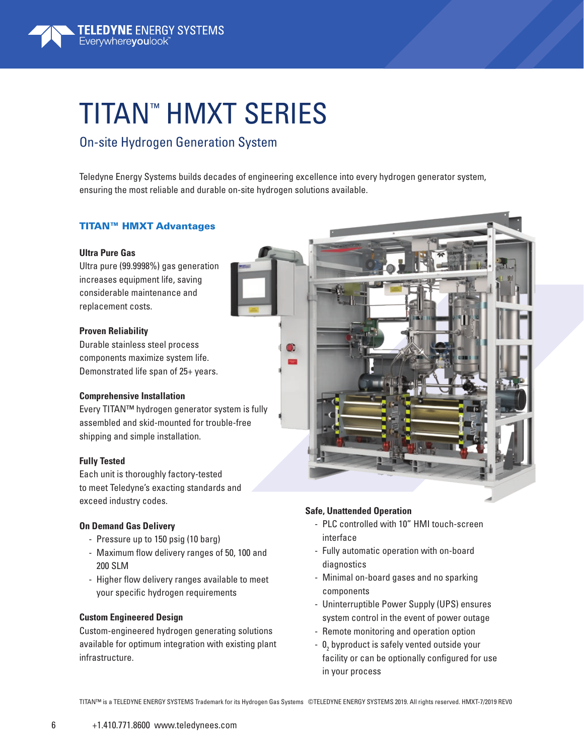# TITAN™ HMXT SERIES

## On-site Hydrogen Generation System

Teledyne Energy Systems builds decades of engineering excellence into every hydrogen generator system, ensuring the most reliable and durable on-site hydrogen solutions available.

### TITAN™ HMXT Advantages

**Ultra Pure Gas**
Ultra pure (99.9998%) gas generation increases equipment life, saving considerable maintenance and replacement costs.

**Proven Reliability**
Durable stainless steel process components maximize system life. Demonstrated life span of 25+ years.

**Comprehensive Installation**
Every TITAN™ hydrogen generator system is fully assembled and skid-mounted for trouble-free shipping and simple installation.

**Fully Tested**
Each unit is thoroughly factory-tested to meet Teledyne's exacting standards and exceed industry codes.

**On Demand Gas Delivery**

- Pressure up to 150 psig (10 barg)
- Maximum flow delivery ranges of 50, 100 and 200 SLM
- Higher flow delivery ranges available to meet your specific hydrogen requirements

**Custom Engineered Design**
Custom-engineered hydrogen generating solutions available for optimum integration with existing plant infrastructure.

**Safe, Unattended Operation**

- PLC controlled with 10" HMI touch-screen interface
- Fully automatic operation with on-board diagnostics
- Minimal on-board gases and no sparking components
- Uninterruptible Power Supply (UPS) ensures system control in the event of power outage
- Remote monitoring and operation option
- $O_2$ byproduct is safely vented outside your facility or can be optionally configured for use in your process

TITAN™ is a TELEDYNE ENERGY SYSTEMS Trademark for its Hydrogen Gas Systems ©TELEDYNE ENERGY SYSTEMS 2019. All rights reserved. HMXT-7/2019 REV0

+1.410.771.8600 www.teledynees.com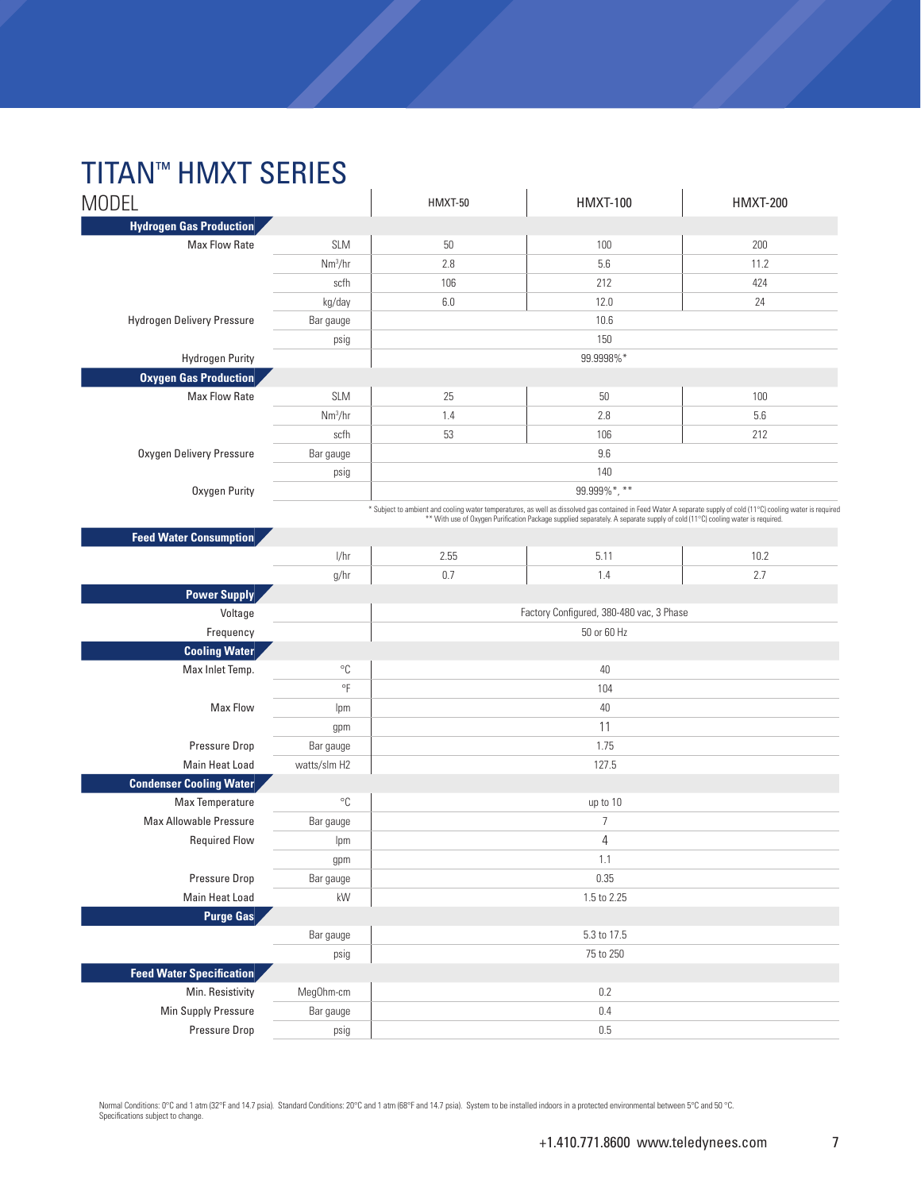# TITAN™ HMXT SERIES

| MODEL | | HMXT-50 | HMXT-100 | HMXT-200 |
|---|---|---|---|---|
| **Hydrogen Gas Production** | | | | |
| Max Flow Rate | SLM | 50 | 100 | 200 |
| | $Nm^3/hr$ | 2.8 | 5.6 | 11.2 |
| | scfh | 106 | 212 | 424 |
| | kg/day | 6.0 | 12.0 | 24 |
| Hydrogen Delivery Pressure | Bar gauge | 10.6 | | |
| | psig | 150 | | |
| Hydrogen Purity | | 99.9998%* | | |
| **Oxygen Gas Production** | | | | |
| Max Flow Rate | SLM | 25 | 50 | 100 |
| | $Nm^3/hr$ | 1.4 | 2.8 | 5.6 |
| | scfh | 53 | 106 | 212 |
| Oxygen Delivery Pressure | Bar gauge | 9.6 | | |
| | psig | 140 | | |
| Oxygen Purity | | 99.999%*, ** | | |
| **Feed Water Consumption** | | | | |
| | l/hr | 2.55 | 5.11 | 10.2 |
| | g/hr | 0.7 | 1.4 | 2.7 |
| **Power Supply** | | | | |
| Voltage | | Factory Configured, 380-480 vac, 3 Phase | | |
| Frequency | | 50 or 60 Hz | | |
| **Cooling Water** | | | | |
| Max Inlet Temp. | °C | 40 | | |
| | °F | 104 | | |
| Max Flow | lpm | 40 | | |
| | gpm | 11 | | |
| Pressure Drop | Bar gauge | 1.75 | | |
| Main Heat Load | watts/slm H2 | 127.5 | | |
| **Condenser Cooling Water** | | | | |
| Max Temperature | °C | up to 10 | | |
| Max Allowable Pressure | Bar gauge | 7 | | |
| Required Flow | lpm | 4 | | |
| | gpm | 1.1 | | |
| Pressure Drop | Bar gauge | 0.35 | | |
| Main Heat Load | kW | 1.5 to 2.25 | | |
| **Purge Gas** | | | | |
| | Bar gauge | 5.3 to 17.5 | | |
| | psig | 75 to 250 | | |
| **Feed Water Specification** | | | | |
| Min. Resistivity | MegOhm-cm | 0.2 | | |
| Min Supply Pressure | Bar gauge | 0.4 | | |
| Pressure Drop | psig | 0.5 | | |

* Subject to ambient and cooling water temperatures, as well as dissolved gas contained in Feed Water A separate supply of cold (11°C) cooling water is required
** With use of Oxygen Purification Package supplied separately. A separate supply of cold (11°C) cooling water is required.

Normal Conditions: 0°C and 1 atm (32°F and 14.7 psia). Standard Conditions: 20°C and 1 atm (68°F and 14.7 psia). System to be installed indoors in a protected environmental between 5°C and 50 °C.
Specifications subject to change.

+1.410.771.8600 www.teledynees.com